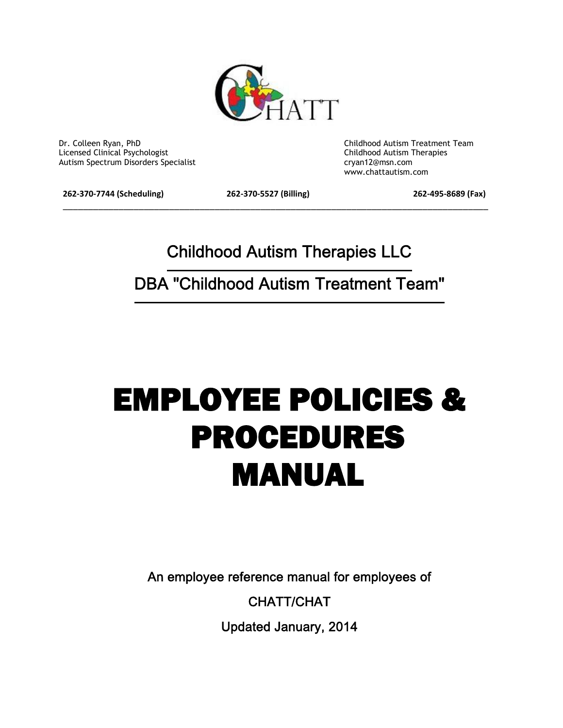CHATT

Dr. Colleen Ryan, PhD
Licensed Clinical Psychologist
Autism Spectrum Disorders Specialist

Childhood Autism Treatment Team
Childhood Autism Therapies
cryan12@msn.com
www.chattautism.com

**262-370-7744 (Scheduling)** **262-370-5527 (Billing)** **262-495-8689 (Fax)**

---

## Childhood Autism Therapies LLC

## DBA "Childhood Autism Treatment Team"

# EMPLOYEE POLICIES & PROCEDURES MANUAL

An employee reference manual for employees of

CHATT/CHAT

Updated January, 2014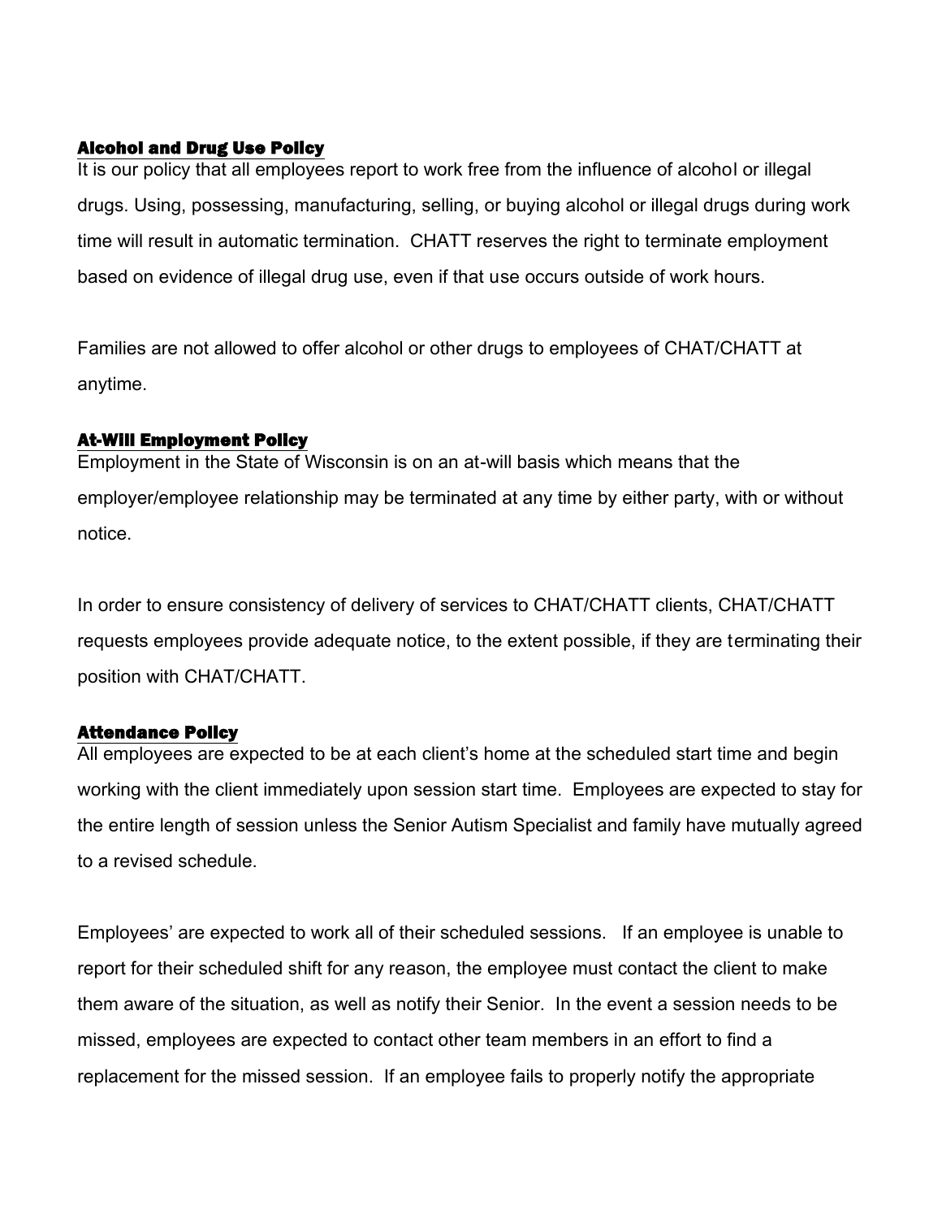## Alcohol and Drug Use Policy

It is our policy that all employees report to work free from the influence of alcohol or illegal drugs. Using, possessing, manufacturing, selling, or buying alcohol or illegal drugs during work time will result in automatic termination. CHATT reserves the right to terminate employment based on evidence of illegal drug use, even if that use occurs outside of work hours.

Families are not allowed to offer alcohol or other drugs to employees of CHAT/CHATT at anytime.

## At-Will Employment Policy

Employment in the State of Wisconsin is on an at-will basis which means that the employer/employee relationship may be terminated at any time by either party, with or without notice.

In order to ensure consistency of delivery of services to CHAT/CHATT clients, CHAT/CHATT requests employees provide adequate notice, to the extent possible, if they are terminating their position with CHAT/CHATT.

## Attendance Policy

All employees are expected to be at each client's home at the scheduled start time and begin working with the client immediately upon session start time. Employees are expected to stay for the entire length of session unless the Senior Autism Specialist and family have mutually agreed to a revised schedule.

Employees' are expected to work all of their scheduled sessions. If an employee is unable to report for their scheduled shift for any reason, the employee must contact the client to make them aware of the situation, as well as notify their Senior. In the event a session needs to be missed, employees are expected to contact other team members in an effort to find a replacement for the missed session. If an employee fails to properly notify the appropriate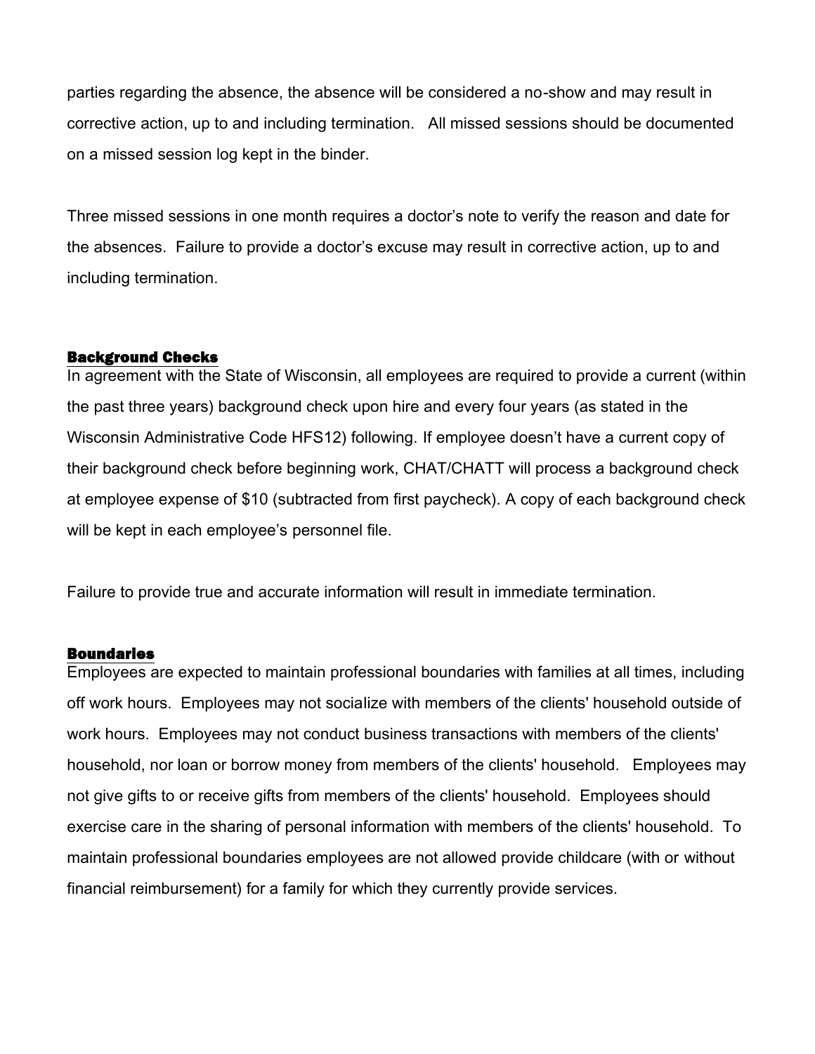parties regarding the absence, the absence will be considered a no-show and may result in corrective action, up to and including termination. All missed sessions should be documented on a missed session log kept in the binder.

Three missed sessions in one month requires a doctor's note to verify the reason and date for the absences. Failure to provide a doctor's excuse may result in corrective action, up to and including termination.

## Background Checks

In agreement with the State of Wisconsin, all employees are required to provide a current (within the past three years) background check upon hire and every four years (as stated in the Wisconsin Administrative Code HFS12) following. If employee doesn't have a current copy of their background check before beginning work, CHAT/CHATT will process a background check at employee expense of $10 (subtracted from first paycheck). A copy of each background check will be kept in each employee's personnel file.

Failure to provide true and accurate information will result in immediate termination.

## Boundaries

Employees are expected to maintain professional boundaries with families at all times, including off work hours. Employees may not socialize with members of the clients' household outside of work hours. Employees may not conduct business transactions with members of the clients' household, nor loan or borrow money from members of the clients' household. Employees may not give gifts to or receive gifts from members of the clients' household. Employees should exercise care in the sharing of personal information with members of the clients' household. To maintain professional boundaries employees are not allowed provide childcare (with or without financial reimbursement) for a family for which they currently provide services.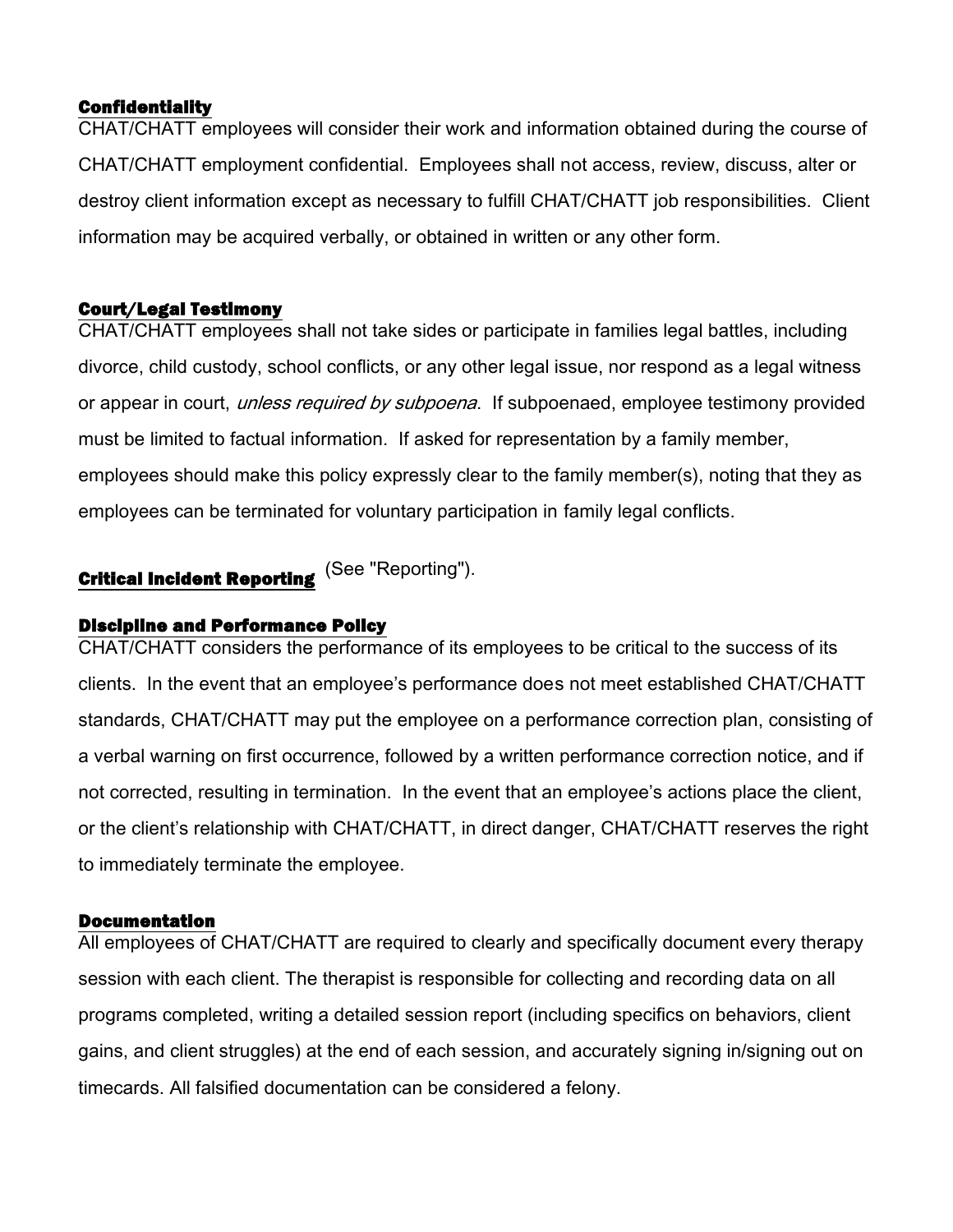## Confidentiality

CHAT/CHATT employees will consider their work and information obtained during the course of CHAT/CHATT employment confidential. Employees shall not access, review, discuss, alter or destroy client information except as necessary to fulfill CHAT/CHATT job responsibilities. Client information may be acquired verbally, or obtained in written or any other form.

## Court/Legal Testimony

CHAT/CHATT employees shall not take sides or participate in families legal battles, including divorce, child custody, school conflicts, or any other legal issue, nor respond as a legal witness or appear in court, *unless required by subpoena*. If subpoenaed, employee testimony provided must be limited to factual information. If asked for representation by a family member, employees should make this policy expressly clear to the family member(s), noting that they as employees can be terminated for voluntary participation in family legal conflicts.

## Critical Incident Reporting

(See "Reporting").

## Discipline and Performance Policy

CHAT/CHATT considers the performance of its employees to be critical to the success of its clients. In the event that an employee's performance does not meet established CHAT/CHATT standards, CHAT/CHATT may put the employee on a performance correction plan, consisting of a verbal warning on first occurrence, followed by a written performance correction notice, and if not corrected, resulting in termination. In the event that an employee's actions place the client, or the client's relationship with CHAT/CHATT, in direct danger, CHAT/CHATT reserves the right to immediately terminate the employee.

## Documentation

All employees of CHAT/CHATT are required to clearly and specifically document every therapy session with each client. The therapist is responsible for collecting and recording data on all programs completed, writing a detailed session report (including specifics on behaviors, client gains, and client struggles) at the end of each session, and accurately signing in/signing out on timecards. All falsified documentation can be considered a felony.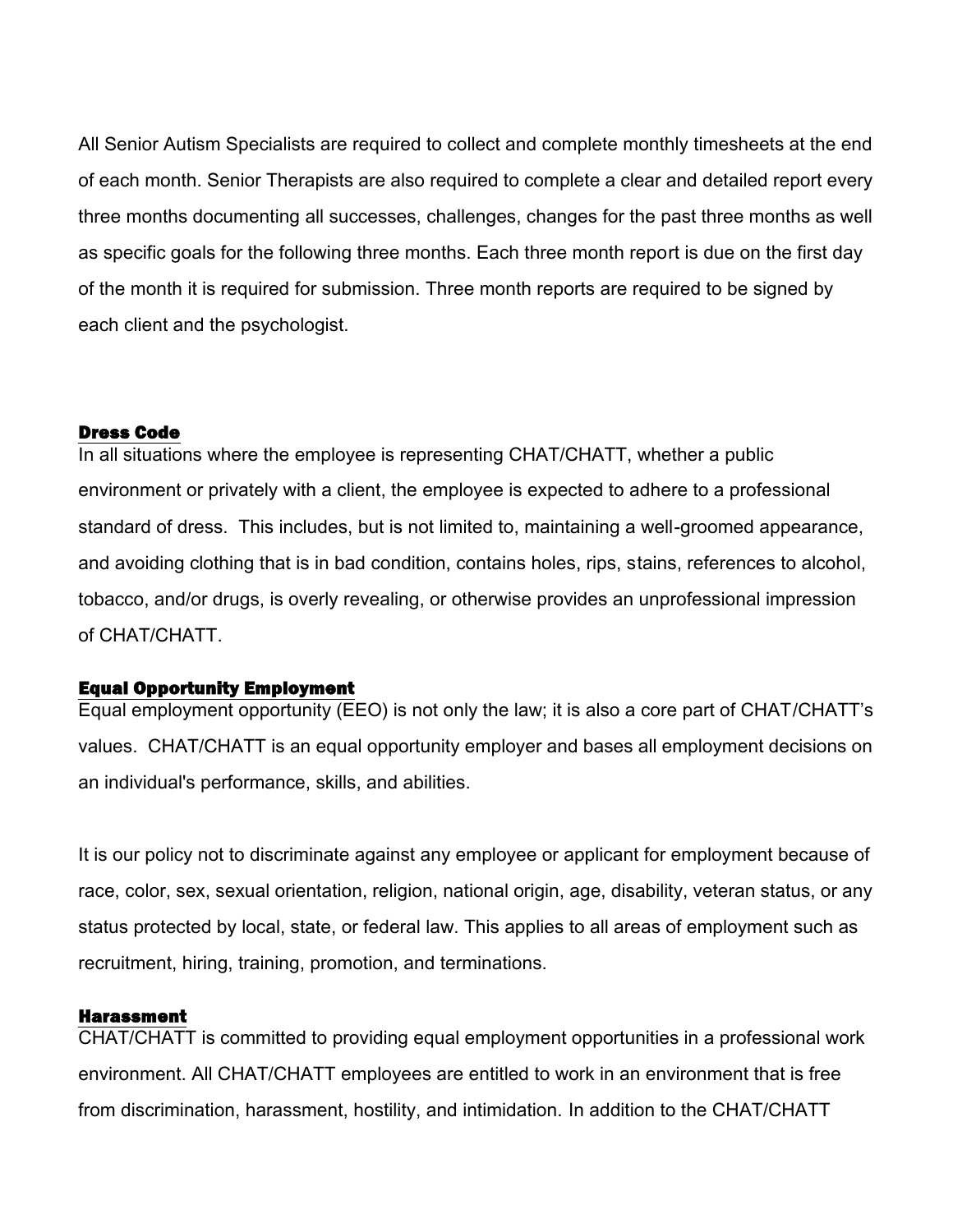All Senior Autism Specialists are required to collect and complete monthly timesheets at the end of each month. Senior Therapists are also required to complete a clear and detailed report every three months documenting all successes, challenges, changes for the past three months as well as specific goals for the following three months. Each three month report is due on the first day of the month it is required for submission. Three month reports are required to be signed by each client and the psychologist.

## Dress Code

In all situations where the employee is representing CHAT/CHATT, whether a public environment or privately with a client, the employee is expected to adhere to a professional standard of dress. This includes, but is not limited to, maintaining a well-groomed appearance, and avoiding clothing that is in bad condition, contains holes, rips, stains, references to alcohol, tobacco, and/or drugs, is overly revealing, or otherwise provides an unprofessional impression of CHAT/CHATT.

## Equal Opportunity Employment

Equal employment opportunity (EEO) is not only the law; it is also a core part of CHAT/CHATT's values. CHAT/CHATT is an equal opportunity employer and bases all employment decisions on an individual's performance, skills, and abilities.

It is our policy not to discriminate against any employee or applicant for employment because of race, color, sex, sexual orientation, religion, national origin, age, disability, veteran status, or any status protected by local, state, or federal law. This applies to all areas of employment such as recruitment, hiring, training, promotion, and terminations.

## Harassment

CHAT/CHATT is committed to providing equal employment opportunities in a professional work environment. All CHAT/CHATT employees are entitled to work in an environment that is free from discrimination, harassment, hostility, and intimidation. In addition to the CHAT/CHATT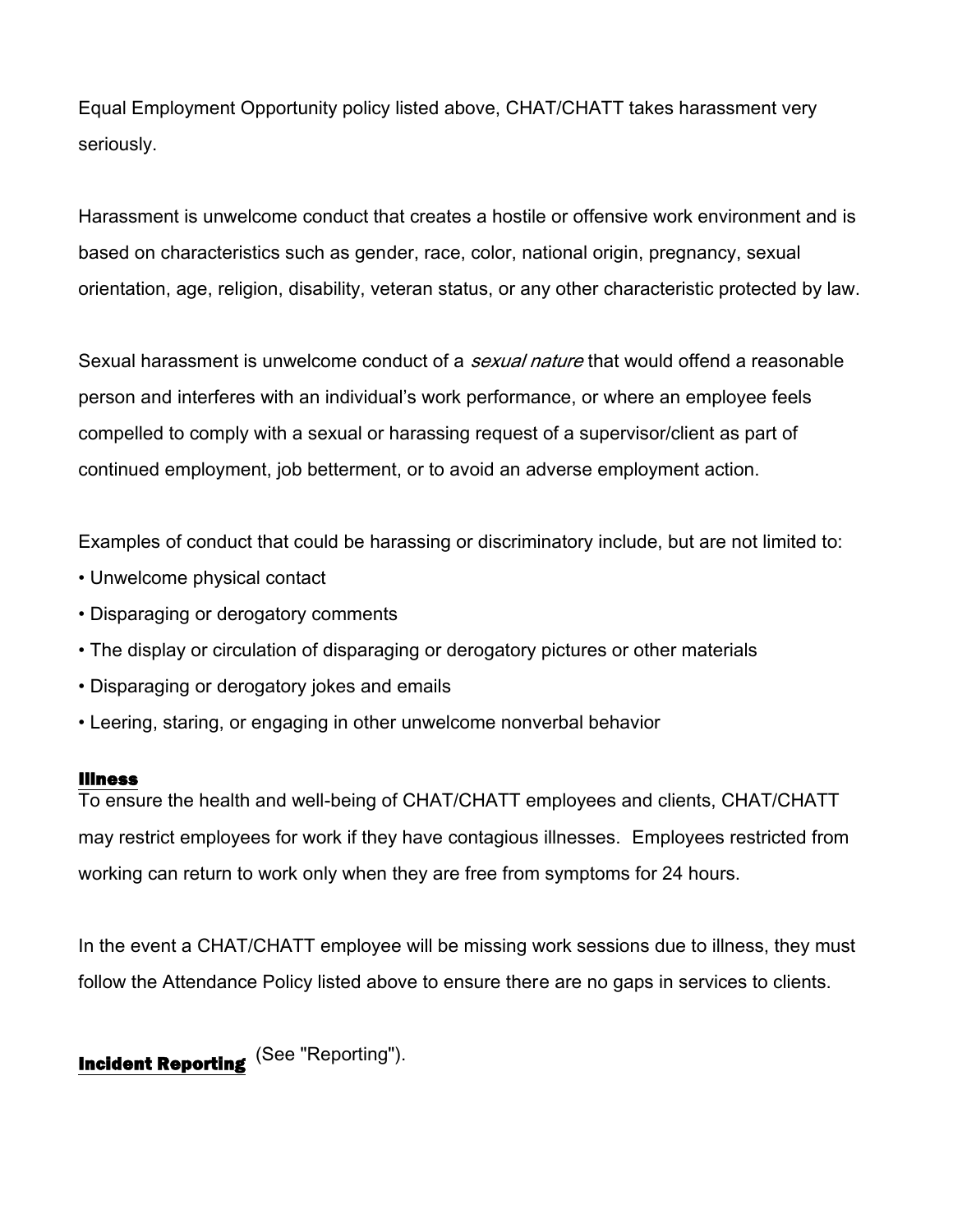Equal Employment Opportunity policy listed above, CHAT/CHATT takes harassment very seriously.

Harassment is unwelcome conduct that creates a hostile or offensive work environment and is based on characteristics such as gender, race, color, national origin, pregnancy, sexual orientation, age, religion, disability, veteran status, or any other characteristic protected by law.

Sexual harassment is unwelcome conduct of a *sexual nature* that would offend a reasonable person and interferes with an individual's work performance, or where an employee feels compelled to comply with a sexual or harassing request of a supervisor/client as part of continued employment, job betterment, or to avoid an adverse employment action.

Examples of conduct that could be harassing or discriminatory include, but are not limited to:

- Unwelcome physical contact
- Disparaging or derogatory comments
- The display or circulation of disparaging or derogatory pictures or other materials
- Disparaging or derogatory jokes and emails
- Leering, staring, or engaging in other unwelcome nonverbal behavior

## Illness

To ensure the health and well-being of CHAT/CHATT employees and clients, CHAT/CHATT may restrict employees for work if they have contagious illnesses. Employees restricted from working can return to work only when they are free from symptoms for 24 hours.

In the event a CHAT/CHATT employee will be missing work sessions due to illness, they must follow the Attendance Policy listed above to ensure there are no gaps in services to clients.

## Incident Reporting

(See "Reporting").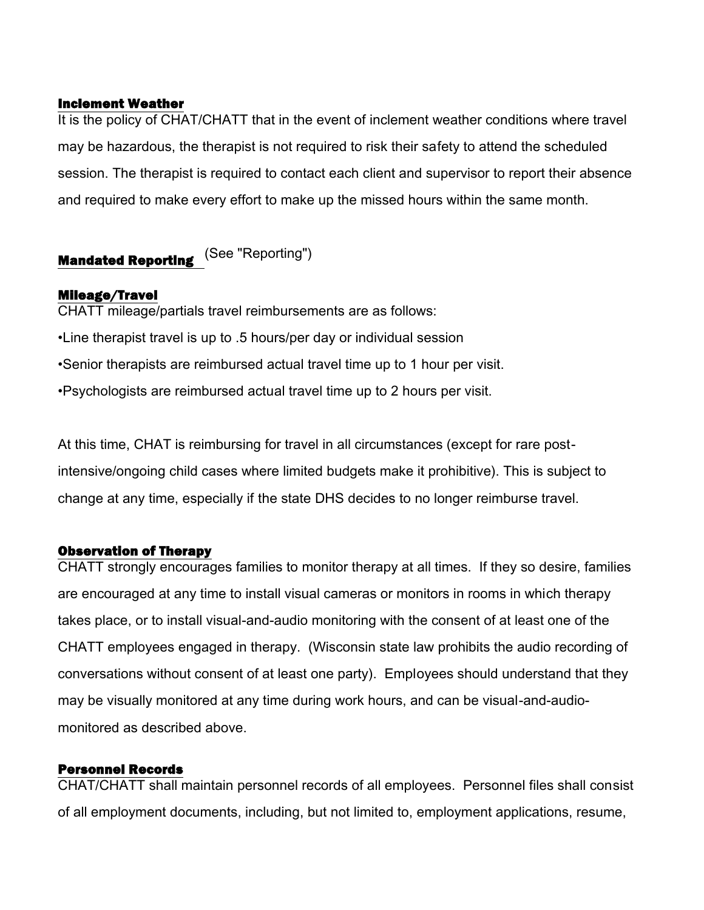## Inclement Weather

It is the policy of CHAT/CHATT that in the event of inclement weather conditions where travel may be hazardous, the therapist is not required to risk their safety to attend the scheduled session. The therapist is required to contact each client and supervisor to report their absence and required to make every effort to make up the missed hours within the same month.

## Mandated Reporting (See "Reporting")

## Mileage/Travel

CHATT mileage/partials travel reimbursements are as follows:

- Line therapist travel is up to .5 hours/per day or individual session
- Senior therapists are reimbursed actual travel time up to 1 hour per visit.
- Psychologists are reimbursed actual travel time up to 2 hours per visit.

At this time, CHAT is reimbursing for travel in all circumstances (except for rare post-intensive/ongoing child cases where limited budgets make it prohibitive). This is subject to change at any time, especially if the state DHS decides to no longer reimburse travel.

## Observation of Therapy

CHATT strongly encourages families to monitor therapy at all times. If they so desire, families are encouraged at any time to install visual cameras or monitors in rooms in which therapy takes place, or to install visual-and-audio monitoring with the consent of at least one of the CHATT employees engaged in therapy. (Wisconsin state law prohibits the audio recording of conversations without consent of at least one party). Employees should understand that they may be visually monitored at any time during work hours, and can be visual-and-audio-monitored as described above.

## Personnel Records

CHAT/CHATT shall maintain personnel records of all employees. Personnel files shall consist of all employment documents, including, but not limited to, employment applications, resume,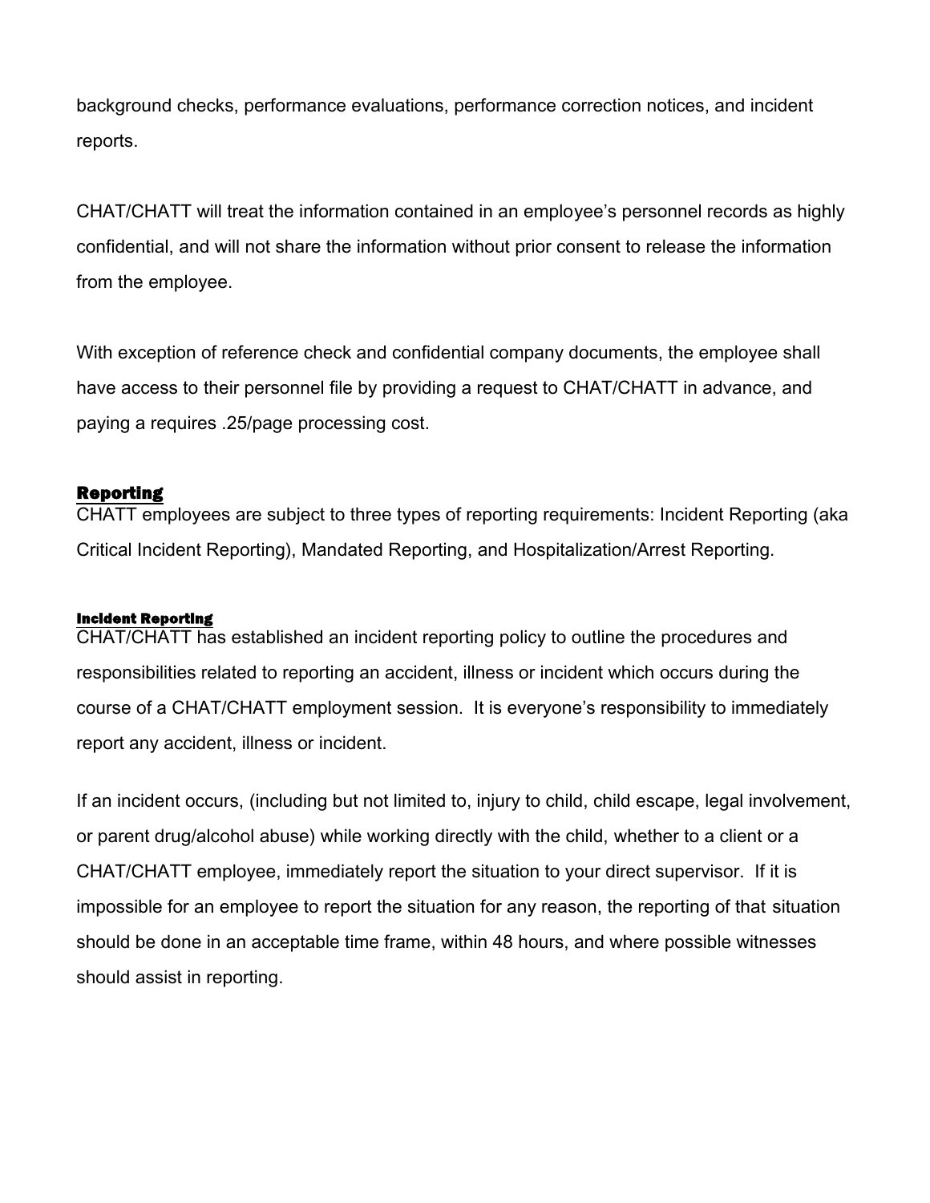background checks, performance evaluations, performance correction notices, and incident reports.

CHAT/CHATT will treat the information contained in an employee's personnel records as highly confidential, and will not share the information without prior consent to release the information from the employee.

With exception of reference check and confidential company documents, the employee shall have access to their personnel file by providing a request to CHAT/CHATT in advance, and paying a requires .25/page processing cost.

## Reporting

CHATT employees are subject to three types of reporting requirements: Incident Reporting (aka Critical Incident Reporting), Mandated Reporting, and Hospitalization/Arrest Reporting.

### Incident Reporting

CHAT/CHATT has established an incident reporting policy to outline the procedures and responsibilities related to reporting an accident, illness or incident which occurs during the course of a CHAT/CHATT employment session. It is everyone's responsibility to immediately report any accident, illness or incident.

If an incident occurs, (including but not limited to, injury to child, child escape, legal involvement, or parent drug/alcohol abuse) while working directly with the child, whether to a client or a CHAT/CHATT employee, immediately report the situation to your direct supervisor. If it is impossible for an employee to report the situation for any reason, the reporting of that situation should be done in an acceptable time frame, within 48 hours, and where possible witnesses should assist in reporting.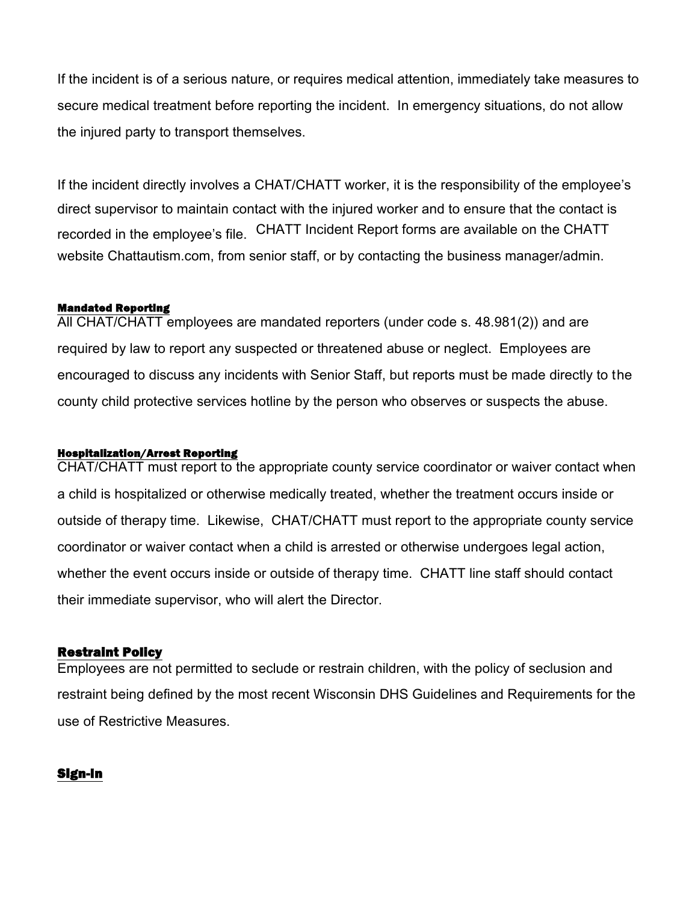If the incident is of a serious nature, or requires medical attention, immediately take measures to secure medical treatment before reporting the incident. In emergency situations, do not allow the injured party to transport themselves.

If the incident directly involves a CHAT/CHATT worker, it is the responsibility of the employee's direct supervisor to maintain contact with the injured worker and to ensure that the contact is recorded in the employee's file. CHATT Incident Report forms are available on the CHATT website Chattautism.com, from senior staff, or by contacting the business manager/admin.

#### Mandated Reporting

All CHAT/CHATT employees are mandated reporters (under code s. 48.981(2)) and are required by law to report any suspected or threatened abuse or neglect. Employees are encouraged to discuss any incidents with Senior Staff, but reports must be made directly to the county child protective services hotline by the person who observes or suspects the abuse.

#### Hospitalization/Arrest Reporting

CHAT/CHATT must report to the appropriate county service coordinator or waiver contact when a child is hospitalized or otherwise medically treated, whether the treatment occurs inside or outside of therapy time. Likewise, CHAT/CHATT must report to the appropriate county service coordinator or waiver contact when a child is arrested or otherwise undergoes legal action, whether the event occurs inside or outside of therapy time. CHATT line staff should contact their immediate supervisor, who will alert the Director.

### Restraint Policy

Employees are not permitted to seclude or restrain children, with the policy of seclusion and restraint being defined by the most recent Wisconsin DHS Guidelines and Requirements for the use of Restrictive Measures.

### Sign-In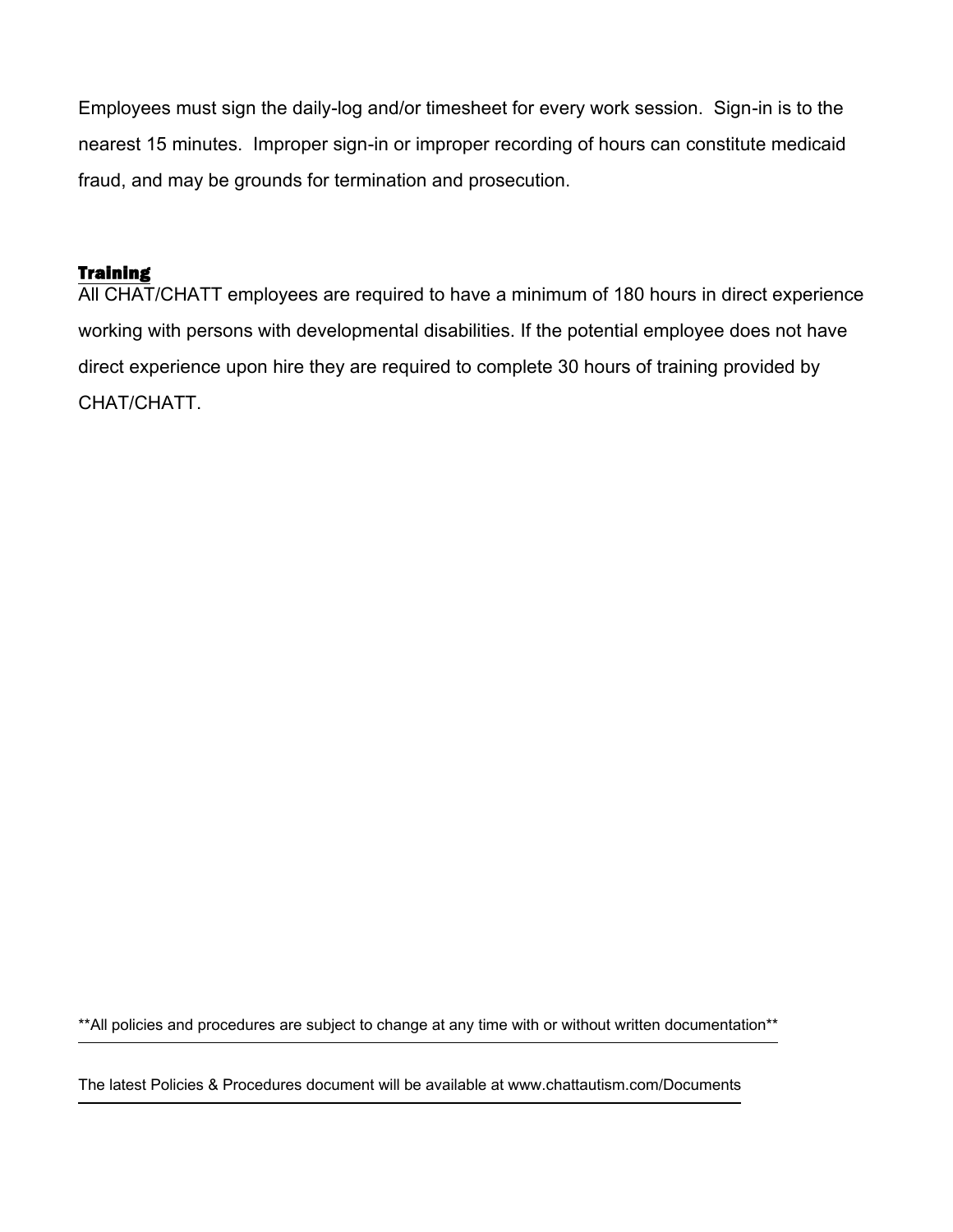Employees must sign the daily-log and/or timesheet for every work session. Sign-in is to the nearest 15 minutes. Improper sign-in or improper recording of hours can constitute medicaid fraud, and may be grounds for termination and prosecution.

## Training

All CHAT/CHATT employees are required to have a minimum of 180 hours in direct experience working with persons with developmental disabilities. If the potential employee does not have direct experience upon hire they are required to complete 30 hours of training provided by CHAT/CHATT.

**All policies and procedures are subject to change at any time with or without written documentation**

The latest Policies & Procedures document will be available at www.chattautism.com/Documents